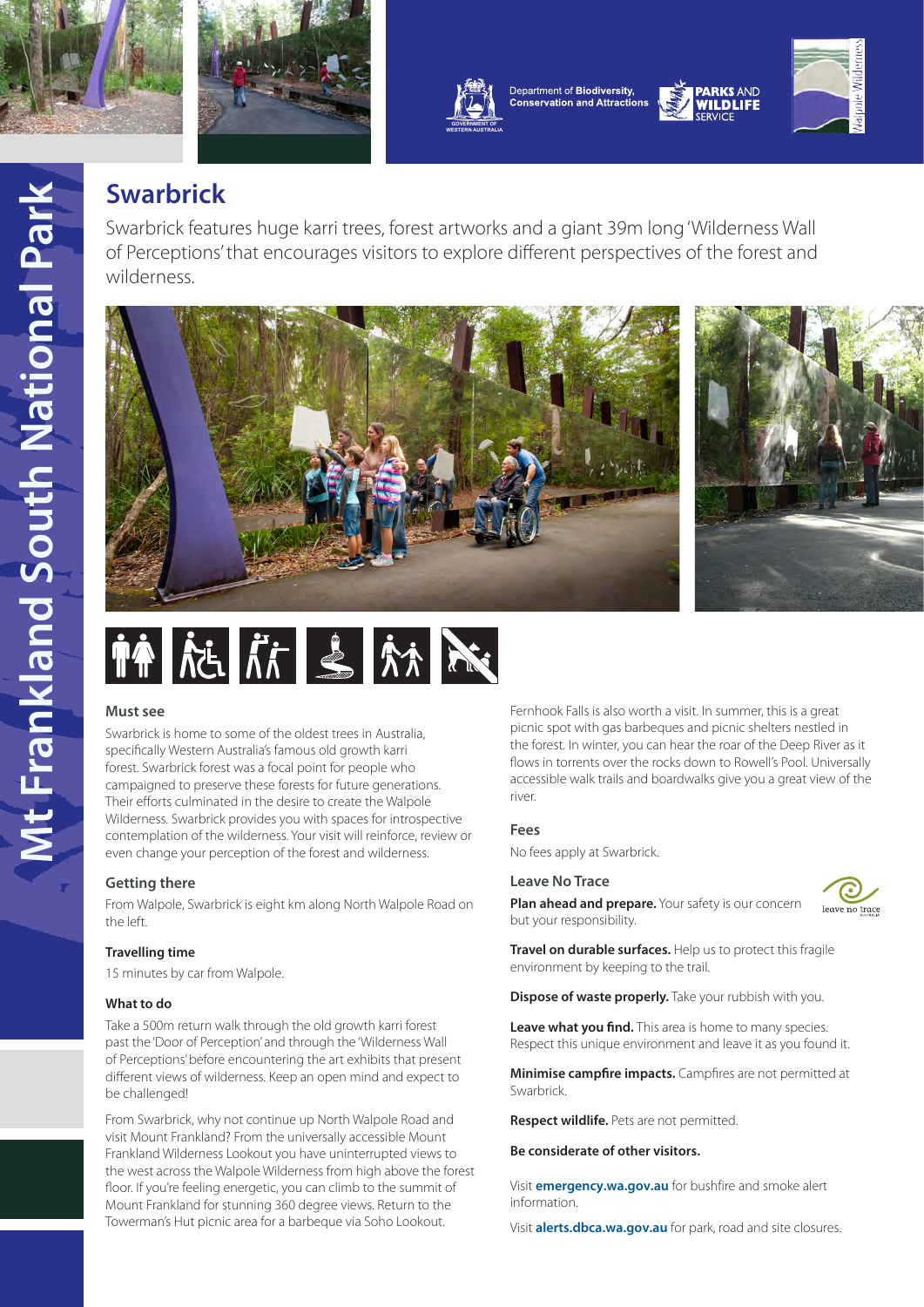Department of **Biodiversity, Conservation and Attractions**

**PARKS AND WILDLIFE SERVICE**

Mt Frankland South National Park

# Swarbrick

Swarbrick features huge karri trees, forest artworks and a giant 39m long 'Wilderness Wall of Perceptions' that encourages visitors to explore different perspectives of the forest and wilderness.

### Must see

Swarbrick is home to some of the oldest trees in Australia, specifically Western Australia's famous old growth karri forest. Swarbrick forest was a focal point for people who campaigned to preserve these forests for future generations. Their efforts culminated in the desire to create the Walpole Wilderness. Swarbrick provides you with spaces for introspective contemplation of the wilderness. Your visit will reinforce, review or even change your perception of the forest and wilderness.

### Getting there

From Walpole, Swarbrick is eight km along North Walpole Road on the left.

#### Travelling time

15 minutes by car from Walpole.

#### What to do

Take a 500m return walk through the old growth karri forest past the 'Door of Perception' and through the 'Wilderness Wall of Perceptions' before encountering the art exhibits that present different views of wilderness. Keep an open mind and expect to be challenged!

From Swarbrick, why not continue up North Walpole Road and visit Mount Frankland? From the universally accessible Mount Frankland Wilderness Lookout you have uninterrupted views to the west across the Walpole Wilderness from high above the forest floor. If you're feeling energetic, you can climb to the summit of Mount Frankland for stunning 360 degree views. Return to the Towerman's Hut picnic area for a barbeque via Soho Lookout.

Fernhook Falls is also worth a visit. In summer, this is a great picnic spot with gas barbeques and picnic shelters nestled in the forest. In winter, you can hear the roar of the Deep River as it flows in torrents over the rocks down to Rowell's Pool. Universally accessible walk trails and boardwalks give you a great view of the river.

### Fees

No fees apply at Swarbrick.

### Leave No Trace

**Plan ahead and prepare.** Your safety is our concern but your responsibility.

**Travel on durable surfaces.** Help us to protect this fragile environment by keeping to the trail.

**Dispose of waste properly.** Take your rubbish with you.

**Leave what you find.** This area is home to many species. Respect this unique environment and leave it as you found it.

**Minimise campfire impacts.** Campfires are not permitted at Swarbrick.

**Respect wildlife.** Pets are not permitted.

**Be considerate of other visitors.**

Visit **emergency.wa.gov.au** for bushfire and smoke alert information.

Visit **alerts.dbca.wa.gov.au** for park, road and site closures.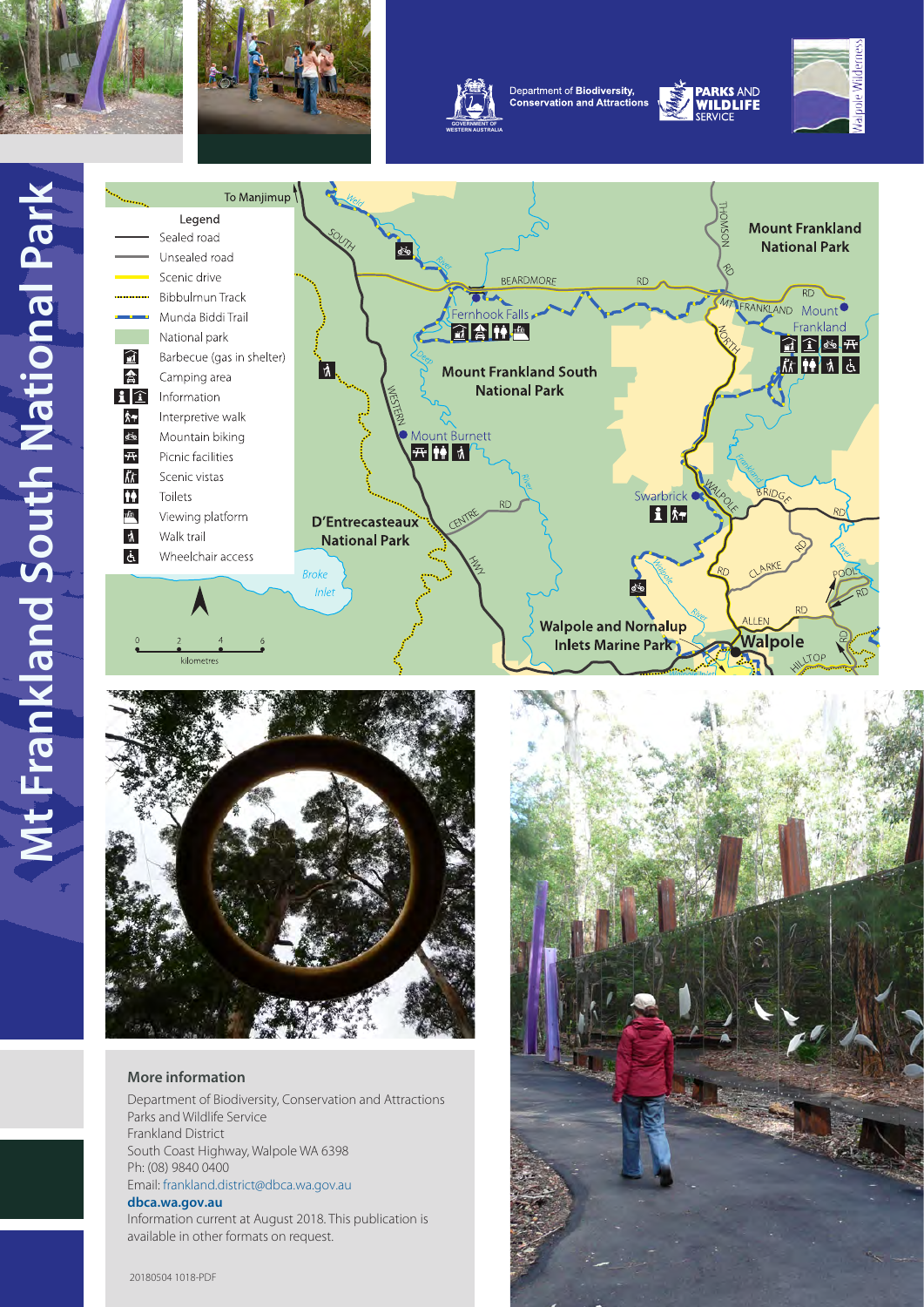# Mt Frankland South National Park

Department of Biodiversity, Conservation and Attractions

PARKS AND WILDLIFE SERVICE

Walpole Wilderness

To Manjimup

Legend

Sealed road

Unsealed road

Scenic drive

Bibbulmun Track

Munda Biddi Trail

National park

Barbecue (gas in shelter)

Camping area

Information

Interpretive walk

Mountain biking

Picnic facilities

Scenic vistas

Toilets

Viewing platform

Walk trail

Wheelchair access

0 2 4 6

kilometres

Mount Frankland National Park

Mount Frankland South National Park

D'Entrecasteaux National Park

Walpole and Nornalup Inlets Marine Park

Fernhook Falls

Mount Burnett

Mount Frankland

Swarbrick

Walpole

Broke Inlet

BEARDMORE RD

MT FRANKLAND RD

THOMSON RD

NORTH WALPOLE RD

SOUTH WESTERN HWY

CENTRE RD

BRIDGE RD

CLARKE RD

ALLEN RD

POOL RD

HILLTOP RD

## More information

Department of Biodiversity, Conservation and Attractions
Parks and Wildlife Service
Frankland District
South Coast Highway, Walpole WA 6398
Ph: (08) 9840 0400
Email: frankland.district@dbca.wa.gov.au
**dbca.wa.gov.au**
Information current at August 2018. This publication is available in other formats on request.

20180504 1018-PDF